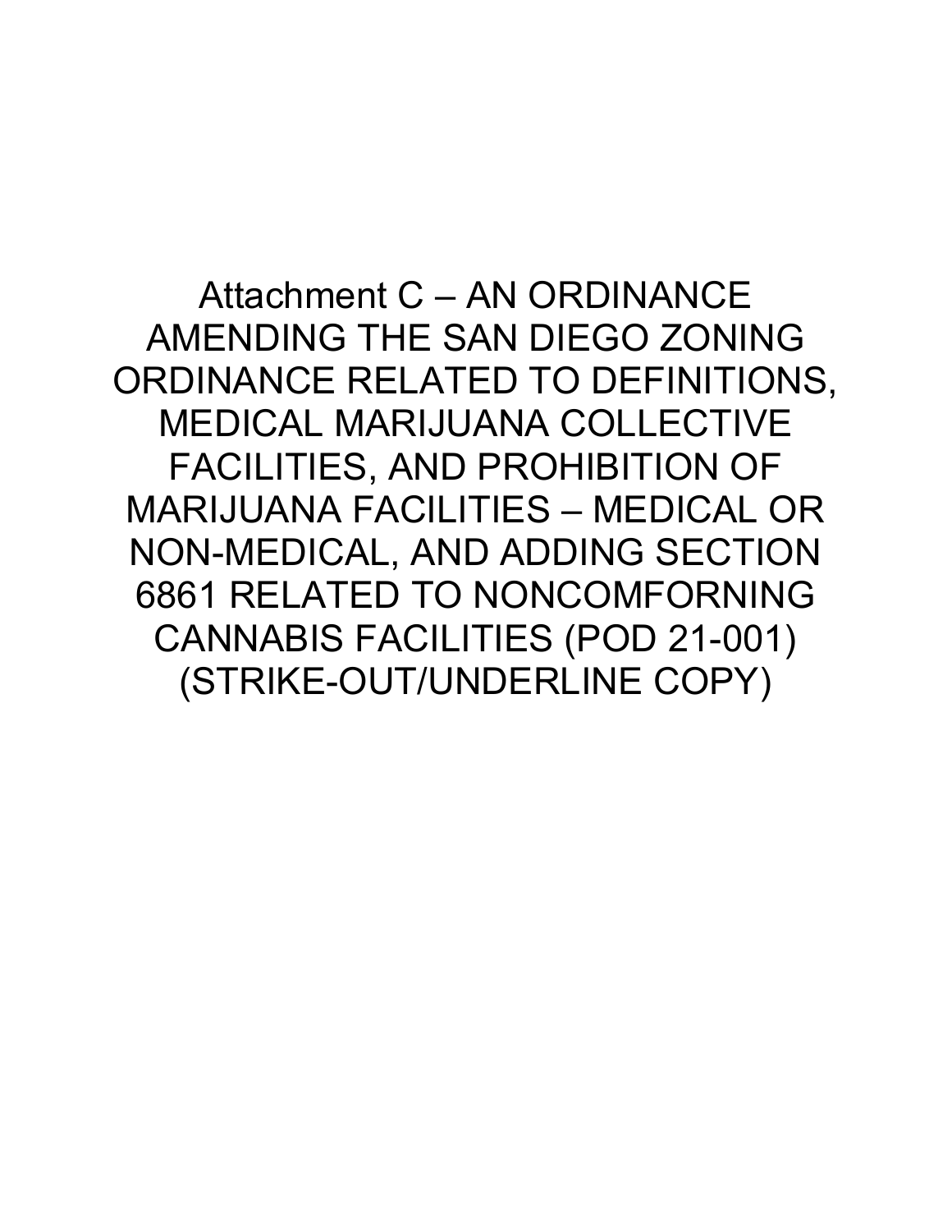# Attachment C – AN ORDINANCE AMENDING THE SAN DIEGO ZONING ORDINANCE RELATED TO DEFINITIONS, MEDICAL MARIJUANA COLLECTIVE FACILITIES, AND PROHIBITION OF MARIJUANA FACILITIES – MEDICAL OR NON-MEDICAL, AND ADDING SECTION 6861 RELATED TO NONCOMFORNING CANNABIS FACILITIES (POD 21-001) (STRIKE-OUT/UNDERLINE COPY)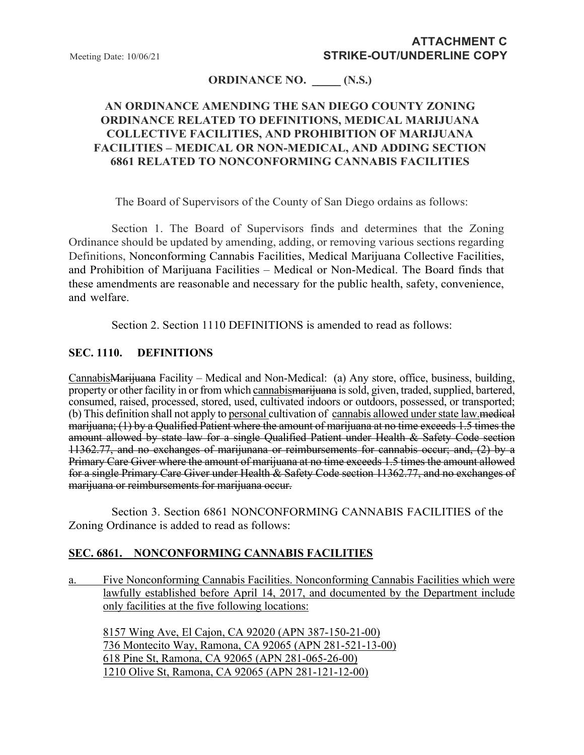**ATTACHMENT C**
**STRIKE-OUT/UNDERLINE COPY**

Meeting Date: 10/06/21

**ORDINANCE NO. _____ (N.S.)**

**AN ORDINANCE AMENDING THE SAN DIEGO COUNTY ZONING ORDINANCE RELATED TO DEFINITIONS, MEDICAL MARIJUANA COLLECTIVE FACILITIES, AND PROHIBITION OF MARIJUANA FACILITIES – MEDICAL OR NON-MEDICAL, AND ADDING SECTION 6861 RELATED TO NONCONFORMING CANNABIS FACILITIES**

The Board of Supervisors of the County of San Diego ordains as follows:

Section 1. The Board of Supervisors finds and determines that the Zoning Ordinance should be updated by amending, adding, or removing various sections regarding Definitions, Nonconforming Cannabis Facilities, Medical Marijuana Collective Facilities, and Prohibition of Marijuana Facilities – Medical or Non-Medical. The Board finds that these amendments are reasonable and necessary for the public health, safety, convenience, and welfare.

Section 2. Section 1110 DEFINITIONS is amended to read as follows:

**SEC. 1110. DEFINITIONS**

<u>Cannabis</u>~~Marijuana~~ Facility – Medical and Non-Medical: (a) Any store, office, business, building, property or other facility in or from which <u>cannabis</u>~~marijuana~~ is sold, given, traded, supplied, bartered, consumed, raised, processed, stored, used, cultivated indoors or outdoors, possessed, or transported; (b) This definition shall not apply to <u>personal</u> cultivation of <u>cannabis allowed under state law.</u>~~medical marijuana; (1) by a Qualified Patient where the amount of marijuana at no time exceeds 1.5 times the amount allowed by state law for a single Qualified Patient under Health & Safety Code section 11362.77, and no exchanges of marijunana or reimbursements for cannabis occur; and, (2) by a Primary Care Giver where the amount of marijuana at no time exceeds 1.5 times the amount allowed for a single Primary Care Giver under Health & Safety Code section 11362.77, and no exchanges of marijuana or reimbursements for marijuana occur.~~

Section 3. Section 6861 NONCONFORMING CANNABIS FACILITIES of the Zoning Ordinance is added to read as follows:

**<u>SEC. 6861. NONCONFORMING CANNABIS FACILITIES</u>**

<u>a. Five Nonconforming Cannabis Facilities. Nonconforming Cannabis Facilities which were lawfully established before April 14, 2017, and documented by the Department include only facilities at the five following locations:</u>

<u>8157 Wing Ave, El Cajon, CA 92020 (APN 387-150-21-00)</u>
<u>736 Montecito Way, Ramona, CA 92065 (APN 281-521-13-00)</u>
<u>618 Pine St, Ramona, CA 92065 (APN 281-065-26-00)</u>
<u>1210 Olive St, Ramona, CA 92065 (APN 281-121-12-00)</u>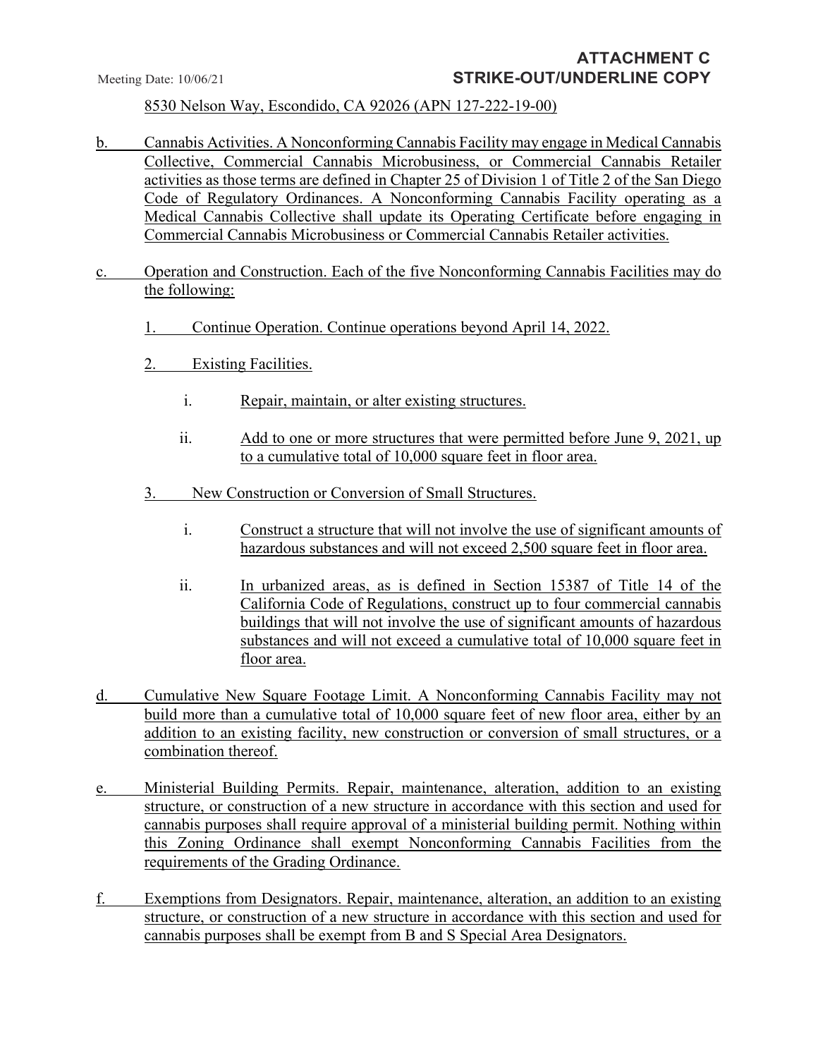8530 Nelson Way, Escondido, CA 92026 (APN 127-222-19-00)

b. Cannabis Activities. A Nonconforming Cannabis Facility may engage in Medical Cannabis Collective, Commercial Cannabis Microbusiness, or Commercial Cannabis Retailer activities as those terms are defined in Chapter 25 of Division 1 of Title 2 of the San Diego Code of Regulatory Ordinances. A Nonconforming Cannabis Facility operating as a Medical Cannabis Collective shall update its Operating Certificate before engaging in Commercial Cannabis Microbusiness or Commercial Cannabis Retailer activities.

c. Operation and Construction. Each of the five Nonconforming Cannabis Facilities may do the following:

1. Continue Operation. Continue operations beyond April 14, 2022.

2. Existing Facilities.

   i. Repair, maintain, or alter existing structures.

   ii. Add to one or more structures that were permitted before June 9, 2021, up to a cumulative total of 10,000 square feet in floor area.

3. New Construction or Conversion of Small Structures.

   i. Construct a structure that will not involve the use of significant amounts of hazardous substances and will not exceed 2,500 square feet in floor area.

   ii. In urbanized areas, as is defined in Section 15387 of Title 14 of the California Code of Regulations, construct up to four commercial cannabis buildings that will not involve the use of significant amounts of hazardous substances and will not exceed a cumulative total of 10,000 square feet in floor area.

d. Cumulative New Square Footage Limit. A Nonconforming Cannabis Facility may not build more than a cumulative total of 10,000 square feet of new floor area, either by an addition to an existing facility, new construction or conversion of small structures, or a combination thereof.

e. Ministerial Building Permits. Repair, maintenance, alteration, addition to an existing structure, or construction of a new structure in accordance with this section and used for cannabis purposes shall require approval of a ministerial building permit. Nothing within this Zoning Ordinance shall exempt Nonconforming Cannabis Facilities from the requirements of the Grading Ordinance.

f. Exemptions from Designators. Repair, maintenance, alteration, an addition to an existing structure, or construction of a new structure in accordance with this section and used for cannabis purposes shall be exempt from B and S Special Area Designators.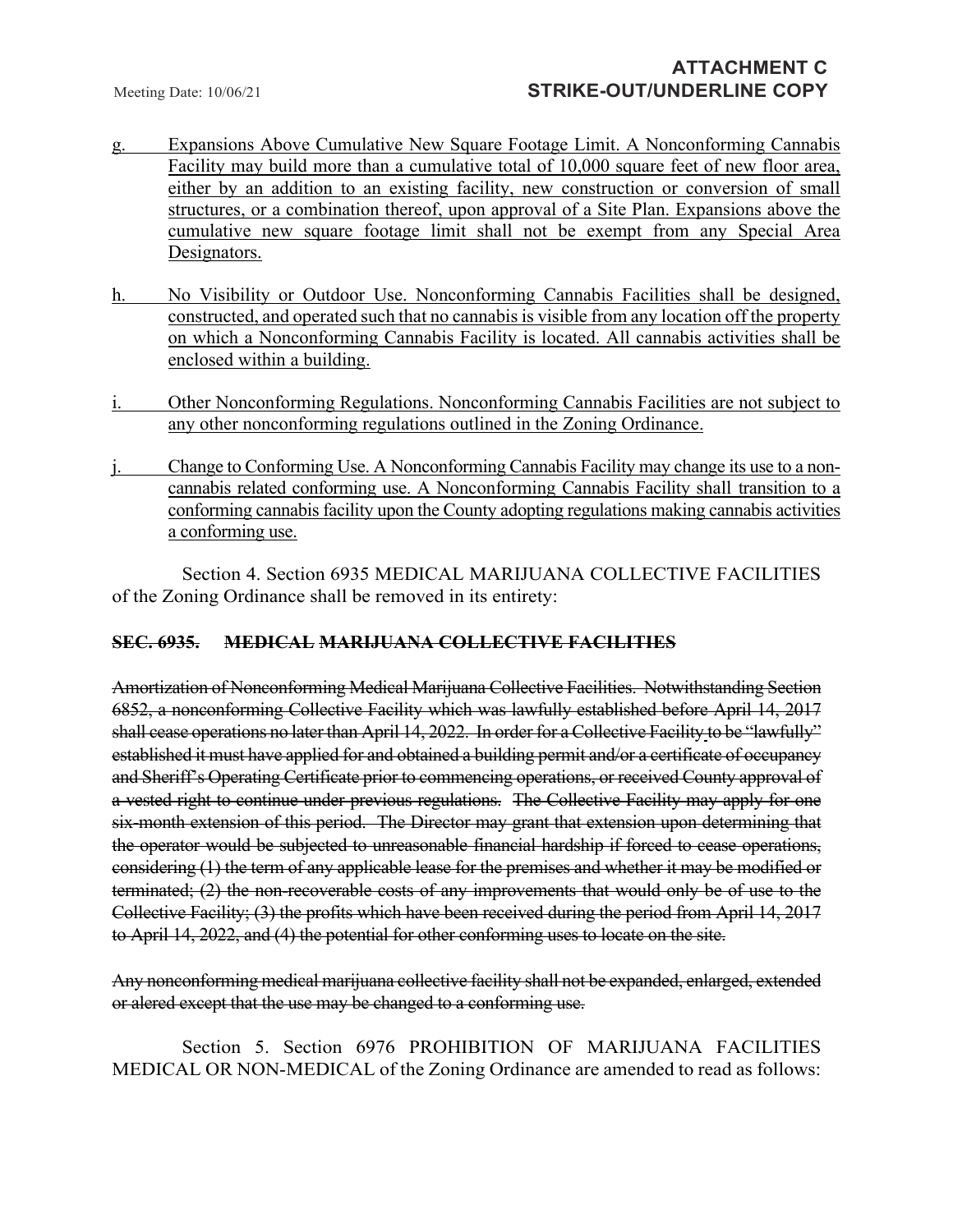g. Expansions Above Cumulative New Square Footage Limit. A Nonconforming Cannabis Facility may build more than a cumulative total of 10,000 square feet of new floor area, either by an addition to an existing facility, new construction or conversion of small structures, or a combination thereof, upon approval of a Site Plan. Expansions above the cumulative new square footage limit shall not be exempt from any Special Area Designators.

h. No Visibility or Outdoor Use. Nonconforming Cannabis Facilities shall be designed, constructed, and operated such that no cannabis is visible from any location off the property on which a Nonconforming Cannabis Facility is located. All cannabis activities shall be enclosed within a building.

i. Other Nonconforming Regulations. Nonconforming Cannabis Facilities are not subject to any other nonconforming regulations outlined in the Zoning Ordinance.

j. Change to Conforming Use. A Nonconforming Cannabis Facility may change its use to a non-cannabis related conforming use. A Nonconforming Cannabis Facility shall transition to a conforming cannabis facility upon the County adopting regulations making cannabis activities a conforming use.

Section 4. Section 6935 MEDICAL MARIJUANA COLLECTIVE FACILITIES of the Zoning Ordinance shall be removed in its entirety:

**~~SEC. 6935. MEDICAL MARIJUANA COLLECTIVE FACILITIES~~**

~~Amortization of Nonconforming Medical Marijuana Collective Facilities. Notwithstanding Section 6852, a nonconforming Collective Facility which was lawfully established before April 14, 2017 shall cease operations no later than April 14, 2022. In order for a Collective Facility to be "lawfully" established it must have applied for and obtained a building permit and/or a certificate of occupancy and Sheriff's Operating Certificate prior to commencing operations, or received County approval of a vested right to continue under previous regulations. The Collective Facility may apply for one six-month extension of this period. The Director may grant that extension upon determining that the operator would be subjected to unreasonable financial hardship if forced to cease operations, considering (1) the term of any applicable lease for the premises and whether it may be modified or terminated; (2) the non-recoverable costs of any improvements that would only be of use to the Collective Facility; (3) the profits which have been received during the period from April 14, 2017 to April 14, 2022, and (4) the potential for other conforming uses to locate on the site.~~

~~Any nonconforming medical marijuana collective facility shall not be expanded, enlarged, extended or alered except that the use may be changed to a conforming use.~~

Section 5. Section 6976 PROHIBITION OF MARIJUANA FACILITIES MEDICAL OR NON-MEDICAL of the Zoning Ordinance are amended to read as follows: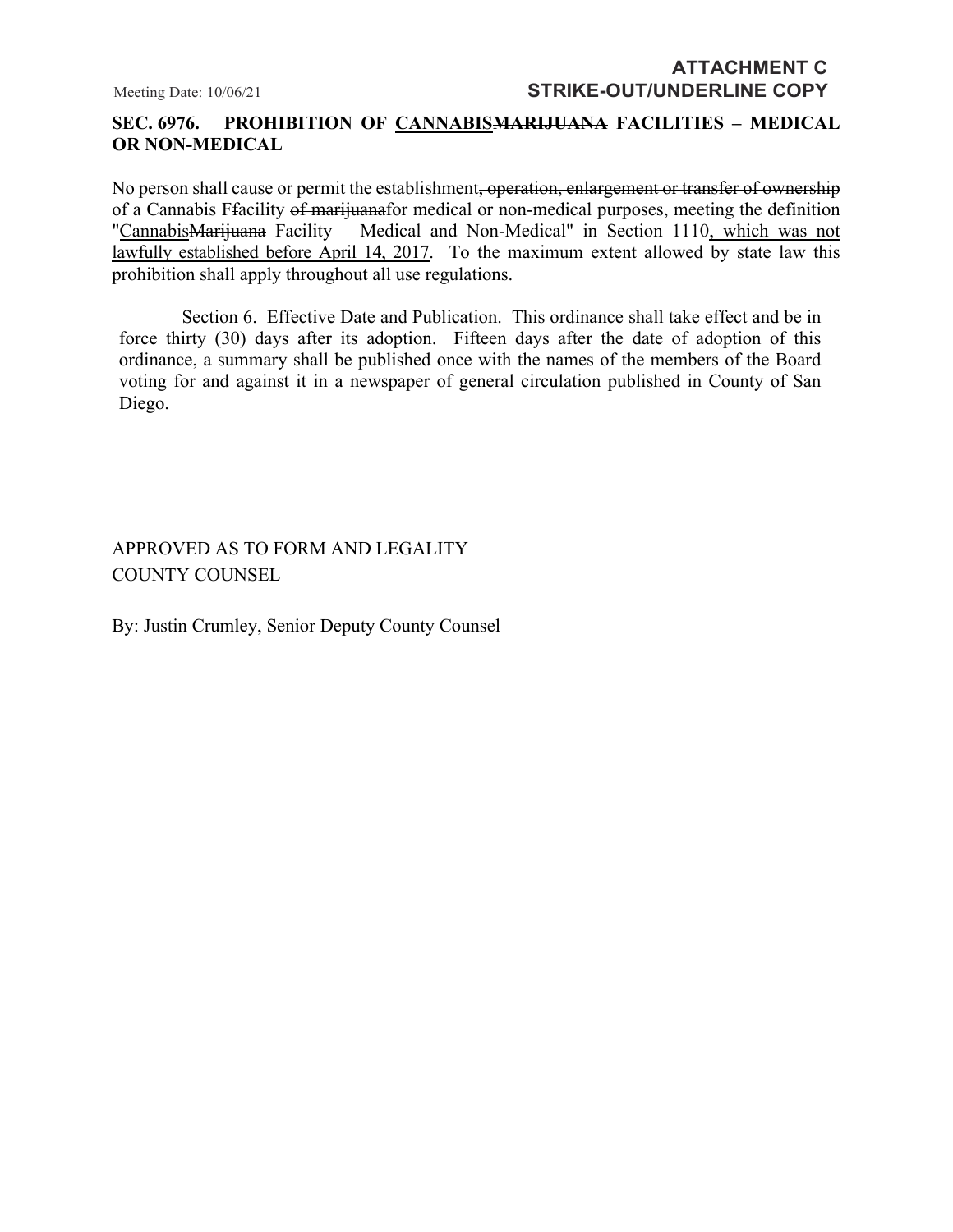**ATTACHMENT C**
**STRIKE-OUT/UNDERLINE COPY**

Meeting Date: 10/06/21

**SEC. 6976. PROHIBITION OF <u>CANNABIS</u>~~MARIJUANA~~ FACILITIES – MEDICAL OR NON-MEDICAL**

No person shall cause or permit the establishment~~, operation, enlargement or transfer of ownership~~ of a Cannabis <u>F</u>~~f~~acility ~~of marijuana~~for medical or non-medical purposes, meeting the definition "<u>Cannabis</u>~~Marijuana~~ Facility – Medical and Non-Medical" in Section 1110<u>, which was not lawfully established before April 14, 2017</u>. To the maximum extent allowed by state law this prohibition shall apply throughout all use regulations.

Section 6. Effective Date and Publication. This ordinance shall take effect and be in force thirty (30) days after its adoption. Fifteen days after the date of adoption of this ordinance, a summary shall be published once with the names of the members of the Board voting for and against it in a newspaper of general circulation published in County of San Diego.

APPROVED AS TO FORM AND LEGALITY
COUNTY COUNSEL

By: Justin Crumley, Senior Deputy County Counsel